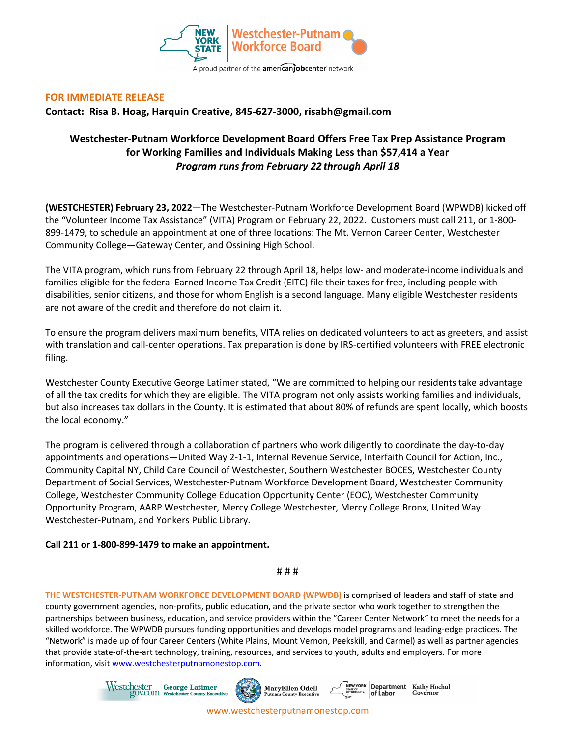New York State | Westchester-Putnam Workforce Board

A proud partner of the americanjobcenter network

**FOR IMMEDIATE RELEASE**

**Contact: Risa B. Hoag, Harquin Creative, 845-627-3000, risabh@gmail.com**

## Westchester-Putnam Workforce Development Board Offers Free Tax Prep Assistance Program for Working Families and Individuals Making Less than $57,414 a Year

***Program runs from February 22 through April 18***

**(WESTCHESTER) February 23, 2022**—The Westchester-Putnam Workforce Development Board (WPWDB) kicked off the “Volunteer Income Tax Assistance” (VITA) Program on February 22, 2022. Customers must call 211, or 1-800-899-1479, to schedule an appointment at one of three locations: The Mt. Vernon Career Center, Westchester Community College—Gateway Center, and Ossining High School.

The VITA program, which runs from February 22 through April 18, helps low- and moderate-income individuals and families eligible for the federal Earned Income Tax Credit (EITC) file their taxes for free, including people with disabilities, senior citizens, and those for whom English is a second language. Many eligible Westchester residents are not aware of the credit and therefore do not claim it.

To ensure the program delivers maximum benefits, VITA relies on dedicated volunteers to act as greeters, and assist with translation and call-center operations. Tax preparation is done by IRS-certified volunteers with FREE electronic filing.

Westchester County Executive George Latimer stated, “We are committed to helping our residents take advantage of all the tax credits for which they are eligible. The VITA program not only assists working families and individuals, but also increases tax dollars in the County. It is estimated that about 80% of refunds are spent locally, which boosts the local economy.”

The program is delivered through a collaboration of partners who work diligently to coordinate the day-to-day appointments and operations—United Way 2-1-1, Internal Revenue Service, Interfaith Council for Action, Inc., Community Capital NY, Child Care Council of Westchester, Southern Westchester BOCES, Westchester County Department of Social Services, Westchester-Putnam Workforce Development Board, Westchester Community College, Westchester Community College Education Opportunity Center (EOC), Westchester Community Opportunity Program, AARP Westchester, Mercy College Westchester, Mercy College Bronx, United Way Westchester-Putnam, and Yonkers Public Library.

**Call 211 or 1-800-899-1479 to make an appointment.**

# # #

**THE WESTCHESTER-PUTNAM WORKFORCE DEVELOPMENT BOARD (WPWDB)** is comprised of leaders and staff of state and county government agencies, non-profits, public education, and the private sector who work together to strengthen the partnerships between business, education, and service providers within the “Career Center Network” to meet the needs for a skilled workforce. The WPWDB pursues funding opportunities and develops model programs and leading-edge practices. The “Network” is made up of four Career Centers (White Plains, Mount Vernon, Peekskill, and Carmel) as well as partner agencies that provide state-of-the-art technology, training, resources, and services to youth, adults and employers. For more information, visit www.westchesterputnamonestop.com.

Westchestergov.com George Latimer, Westchester County Executive | MaryEllen Odell, Putnam County Executive | New York State Department of Labor | Kathy Hochul, Governor

www.westchesterputnamonestop.com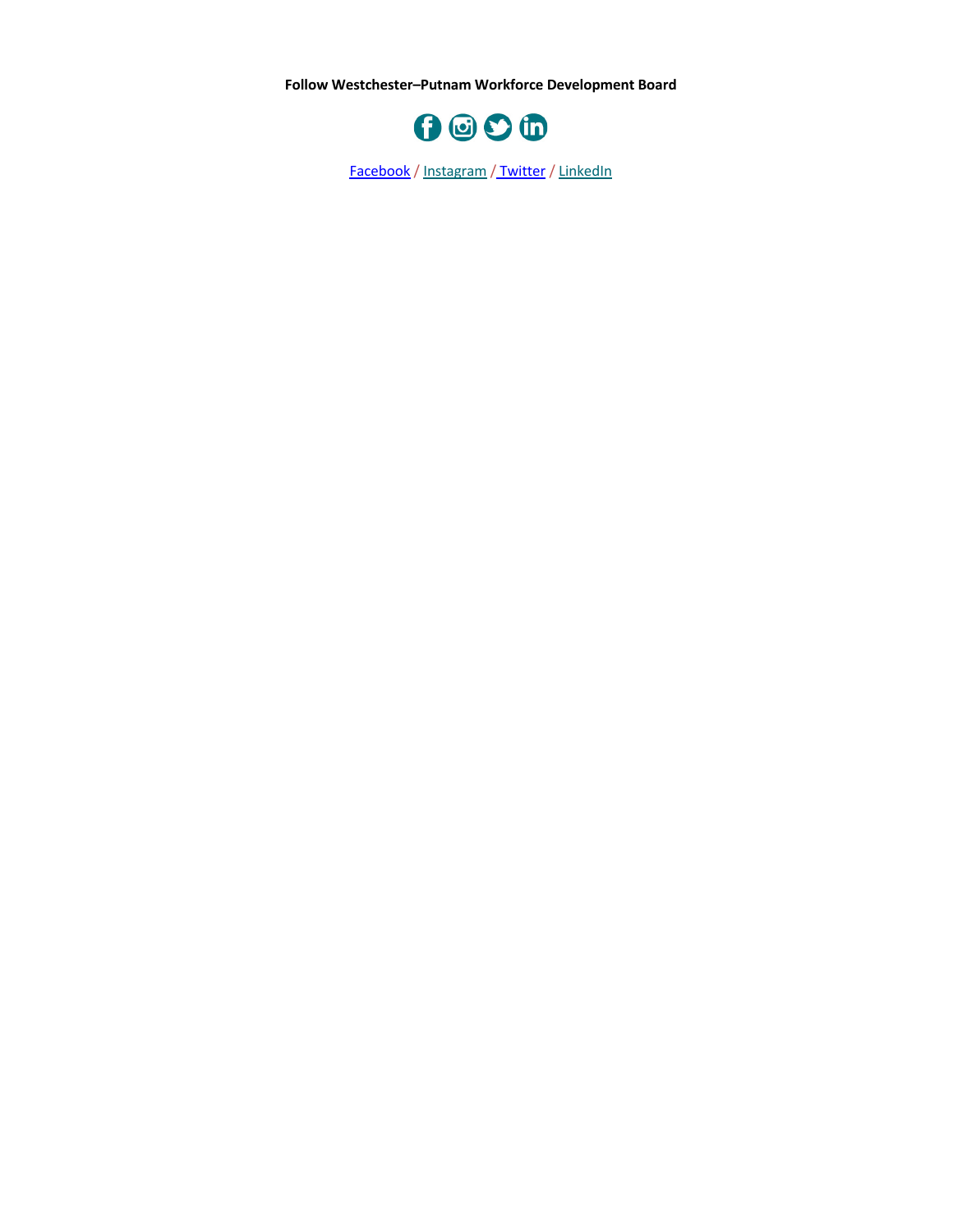**Follow Westchester–Putnam Workforce Development Board**

Facebook / Instagram / Twitter / LinkedIn